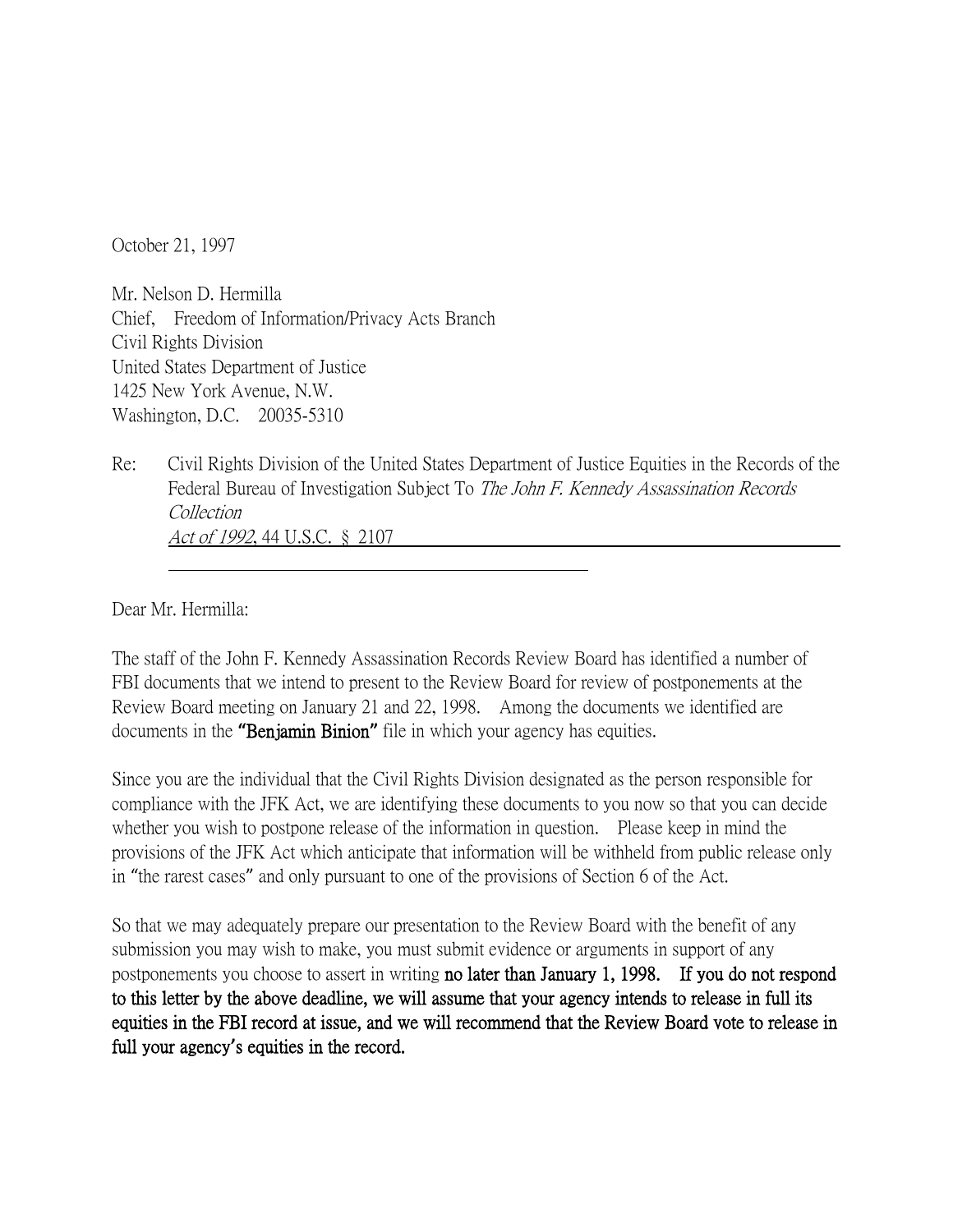October 21, 1997

Mr. Nelson D. Hermilla
Chief, Freedom of Information/Privacy Acts Branch
Civil Rights Division
United States Department of Justice
1425 New York Avenue, N.W.
Washington, D.C. 20035-5310

Re: Civil Rights Division of the United States Department of Justice Equities in the Records of the Federal Bureau of Investigation Subject To *The John F. Kennedy Assassination Records Collection Act of 1992*, 44 U.S.C. § 2107

Dear Mr. Hermilla:

The staff of the John F. Kennedy Assassination Records Review Board has identified a number of FBI documents that we intend to present to the Review Board for review of postponements at the Review Board meeting on January 21 and 22, 1998. Among the documents we identified are documents in the **"Benjamin Binion"** file in which your agency has equities.

Since you are the individual that the Civil Rights Division designated as the person responsible for compliance with the JFK Act, we are identifying these documents to you now so that you can decide whether you wish to postpone release of the information in question. Please keep in mind the provisions of the JFK Act which anticipate that information will be withheld from public release only in "the rarest cases" and only pursuant to one of the provisions of Section 6 of the Act.

So that we may adequately prepare our presentation to the Review Board with the benefit of any submission you may wish to make, you must submit evidence or arguments in support of any postponements you choose to assert in writing **no later than January 1, 1998. If you do not respond to this letter by the above deadline, we will assume that your agency intends to release in full its equities in the FBI record at issue, and we will recommend that the Review Board vote to release in full your agency's equities in the record.**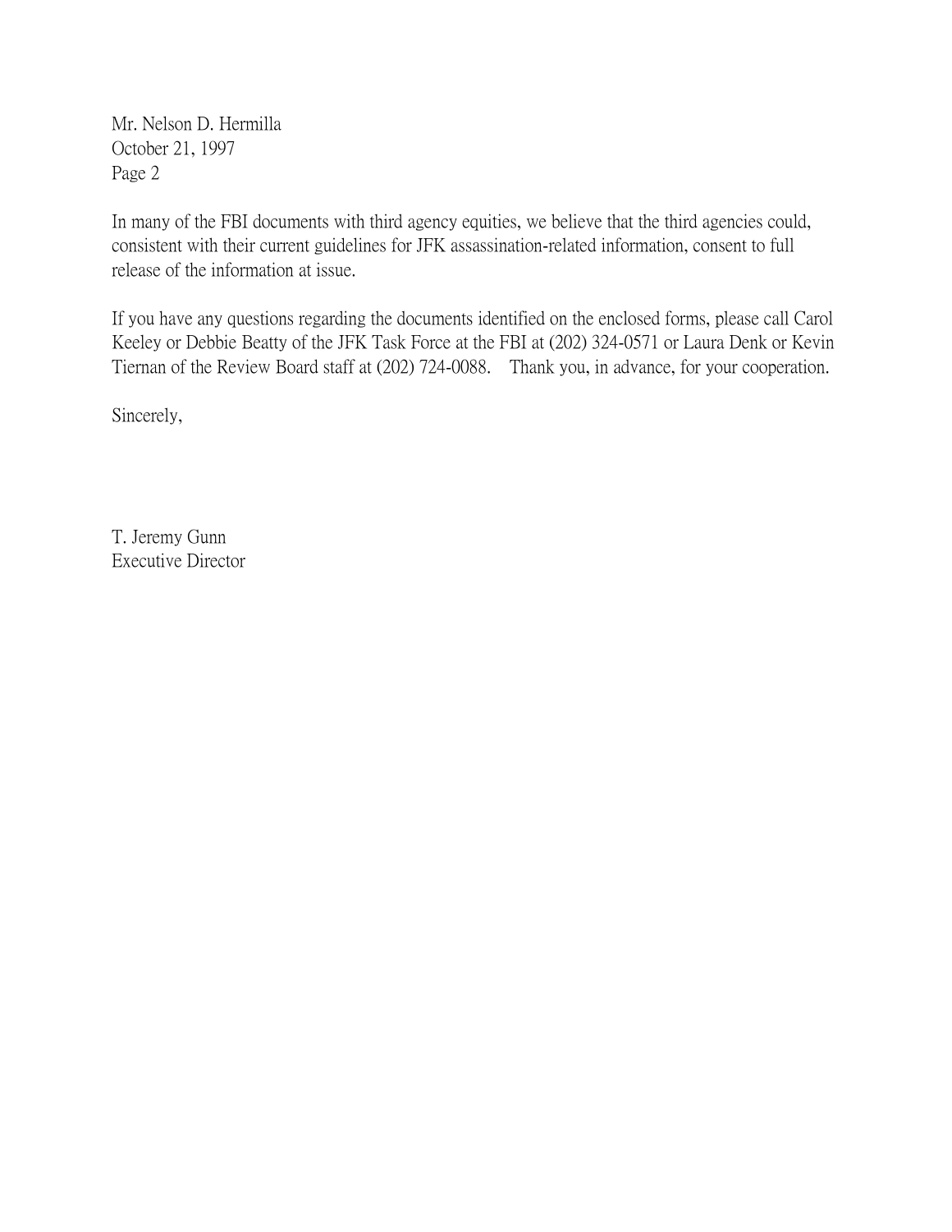Mr. Nelson D. Hermilla
October 21, 1997
Page 2

In many of the FBI documents with third agency equities, we believe that the third agencies could, consistent with their current guidelines for JFK assassination-related information, consent to full release of the information at issue.

If you have any questions regarding the documents identified on the enclosed forms, please call Carol Keeley or Debbie Beatty of the JFK Task Force at the FBI at (202) 324-0571 or Laura Denk or Kevin Tiernan of the Review Board staff at (202) 724-0088. Thank you, in advance, for your cooperation.

Sincerely,

T. Jeremy Gunn
Executive Director